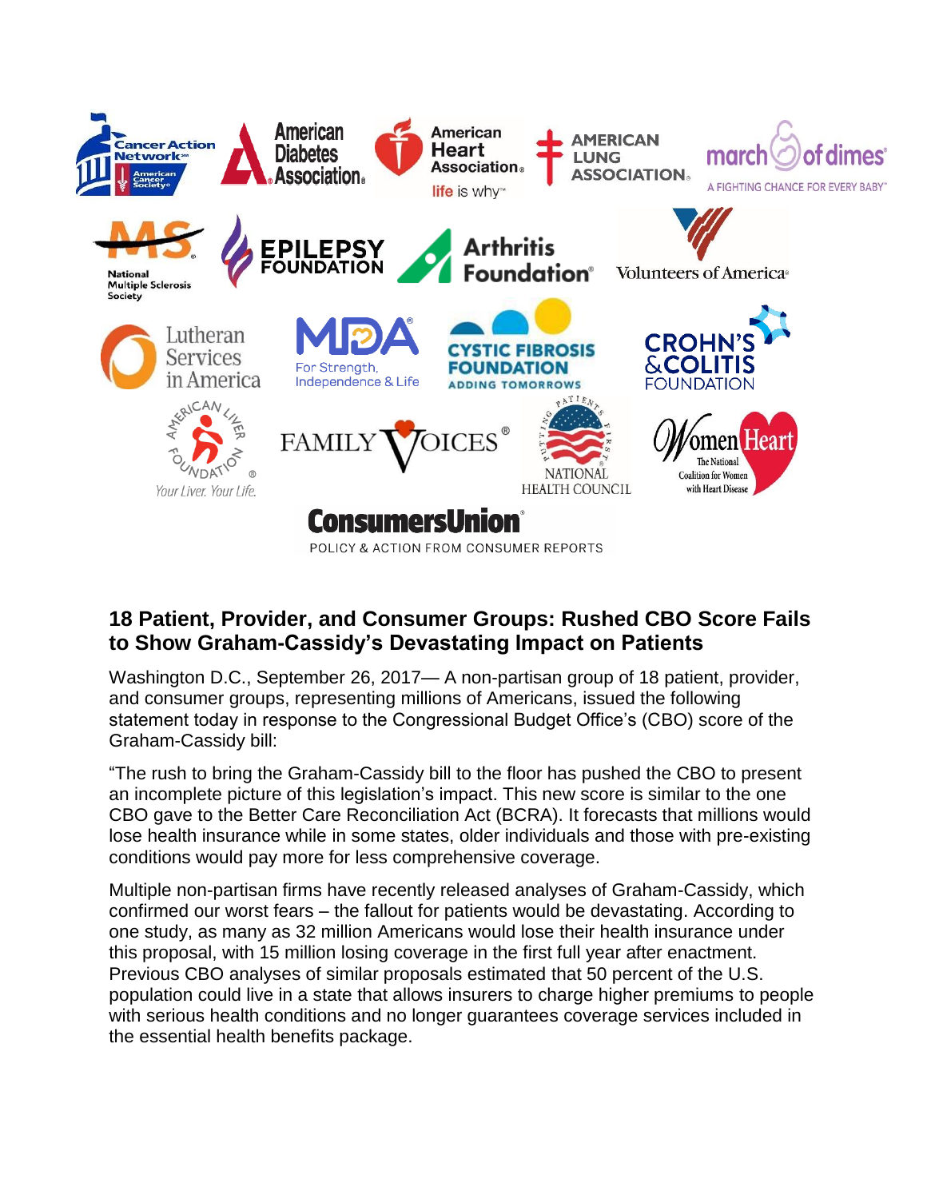## 18 Patient, Provider, and Consumer Groups: Rushed CBO Score Fails to Show Graham-Cassidy's Devastating Impact on Patients

Washington D.C., September 26, 2017— A non-partisan group of 18 patient, provider, and consumer groups, representing millions of Americans, issued the following statement today in response to the Congressional Budget Office's (CBO) score of the Graham-Cassidy bill:

"The rush to bring the Graham-Cassidy bill to the floor has pushed the CBO to present an incomplete picture of this legislation's impact. This new score is similar to the one CBO gave to the Better Care Reconciliation Act (BCRA). It forecasts that millions would lose health insurance while in some states, older individuals and those with pre-existing conditions would pay more for less comprehensive coverage.

Multiple non-partisan firms have recently released analyses of Graham-Cassidy, which confirmed our worst fears – the fallout for patients would be devastating. According to one study, as many as 32 million Americans would lose their health insurance under this proposal, with 15 million losing coverage in the first full year after enactment. Previous CBO analyses of similar proposals estimated that 50 percent of the U.S. population could live in a state that allows insurers to charge higher premiums to people with serious health conditions and no longer guarantees coverage services included in the essential health benefits package.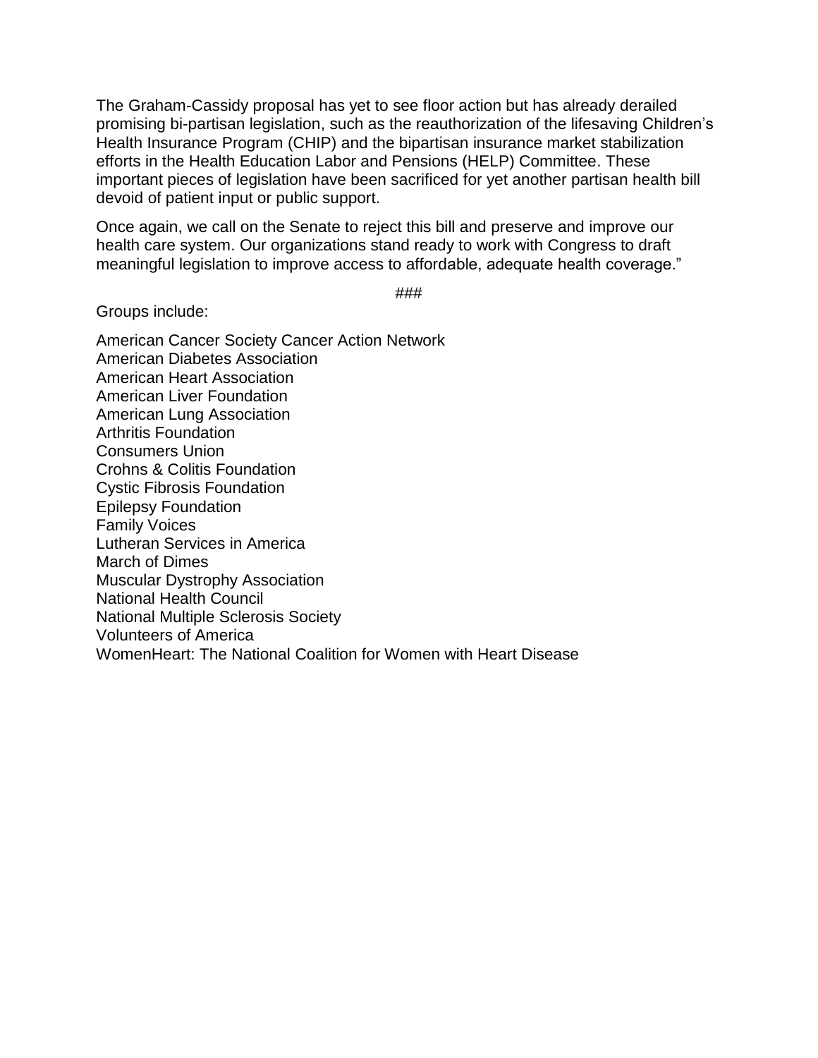The Graham-Cassidy proposal has yet to see floor action but has already derailed promising bi-partisan legislation, such as the reauthorization of the lifesaving Children's Health Insurance Program (CHIP) and the bipartisan insurance market stabilization efforts in the Health Education Labor and Pensions (HELP) Committee. These important pieces of legislation have been sacrificed for yet another partisan health bill devoid of patient input or public support.

Once again, we call on the Senate to reject this bill and preserve and improve our health care system. Our organizations stand ready to work with Congress to draft meaningful legislation to improve access to affordable, adequate health coverage."

###

Groups include:

American Cancer Society Cancer Action Network
American Diabetes Association
American Heart Association
American Liver Foundation
American Lung Association
Arthritis Foundation
Consumers Union
Crohns & Colitis Foundation
Cystic Fibrosis Foundation
Epilepsy Foundation
Family Voices
Lutheran Services in America
March of Dimes
Muscular Dystrophy Association
National Health Council
National Multiple Sclerosis Society
Volunteers of America
WomenHeart: The National Coalition for Women with Heart Disease